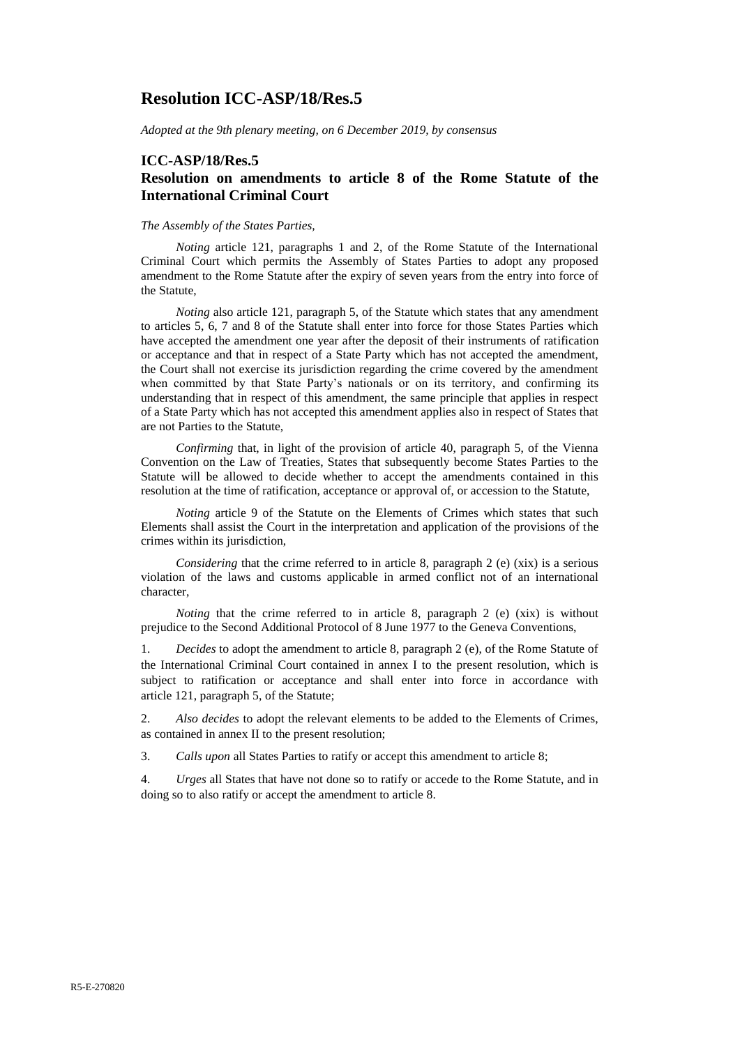# Resolution ICC-ASP/18/Res.5

*Adopted at the 9th plenary meeting, on 6 December 2019, by consensus*

## ICC-ASP/18/Res.5
## Resolution on amendments to article 8 of the Rome Statute of the International Criminal Court

*The Assembly of the States Parties,*

*Noting* article 121, paragraphs 1 and 2, of the Rome Statute of the International Criminal Court which permits the Assembly of States Parties to adopt any proposed amendment to the Rome Statute after the expiry of seven years from the entry into force of the Statute,

*Noting* also article 121, paragraph 5, of the Statute which states that any amendment to articles 5, 6, 7 and 8 of the Statute shall enter into force for those States Parties which have accepted the amendment one year after the deposit of their instruments of ratification or acceptance and that in respect of a State Party which has not accepted the amendment, the Court shall not exercise its jurisdiction regarding the crime covered by the amendment when committed by that State Party's nationals or on its territory, and confirming its understanding that in respect of this amendment, the same principle that applies in respect of a State Party which has not accepted this amendment applies also in respect of States that are not Parties to the Statute,

*Confirming* that, in light of the provision of article 40, paragraph 5, of the Vienna Convention on the Law of Treaties, States that subsequently become States Parties to the Statute will be allowed to decide whether to accept the amendments contained in this resolution at the time of ratification, acceptance or approval of, or accession to the Statute,

*Noting* article 9 of the Statute on the Elements of Crimes which states that such Elements shall assist the Court in the interpretation and application of the provisions of the crimes within its jurisdiction,

*Considering* that the crime referred to in article 8, paragraph 2 (e) (xix) is a serious violation of the laws and customs applicable in armed conflict not of an international character,

*Noting* that the crime referred to in article 8, paragraph 2 (e) (xix) is without prejudice to the Second Additional Protocol of 8 June 1977 to the Geneva Conventions,

1. *Decides* to adopt the amendment to article 8, paragraph 2 (e), of the Rome Statute of the International Criminal Court contained in annex I to the present resolution, which is subject to ratification or acceptance and shall enter into force in accordance with article 121, paragraph 5, of the Statute;

2. *Also decides* to adopt the relevant elements to be added to the Elements of Crimes, as contained in annex II to the present resolution;

3. *Calls upon* all States Parties to ratify or accept this amendment to article 8;

4. *Urges* all States that have not done so to ratify or accede to the Rome Statute, and in doing so to also ratify or accept the amendment to article 8.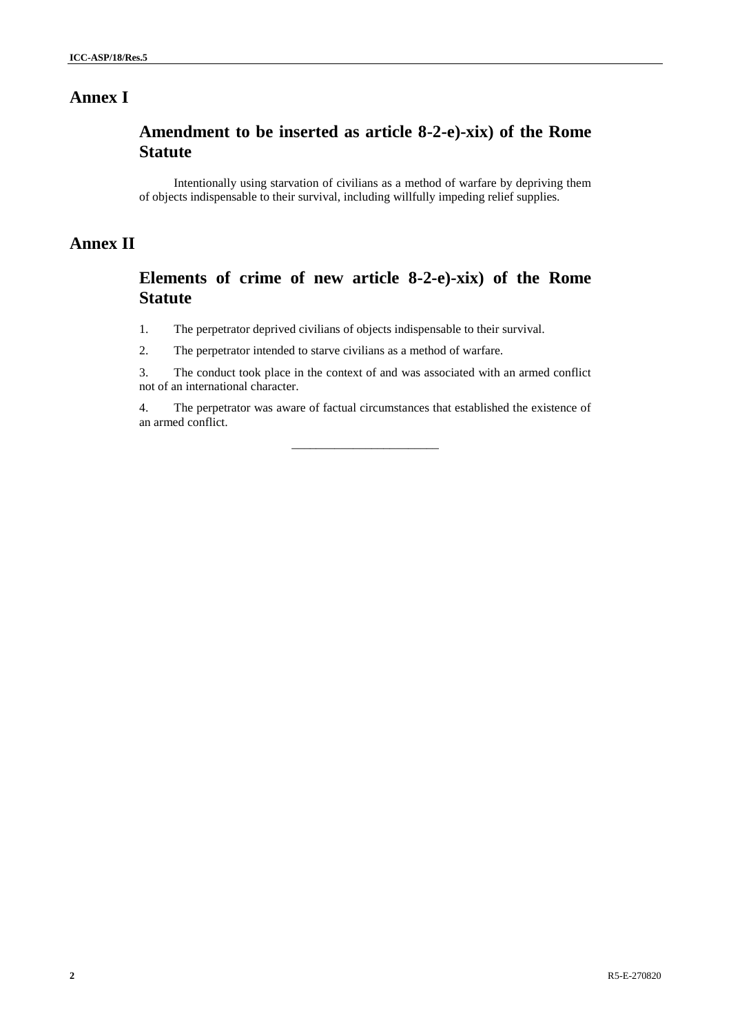# Annex I

## Amendment to be inserted as article 8-2-e)-xix) of the Rome Statute

Intentionally using starvation of civilians as a method of warfare by depriving them of objects indispensable to their survival, including willfully impeding relief supplies.

# Annex II

## Elements of crime of new article 8-2-e)-xix) of the Rome Statute

1. The perpetrator deprived civilians of objects indispensable to their survival.

2. The perpetrator intended to starve civilians as a method of warfare.

3. The conduct took place in the context of and was associated with an armed conflict not of an international character.

4. The perpetrator was aware of factual circumstances that established the existence of an armed conflict.

\_\_\_\_\_\_\_\_\_\_\_\_\_\_\_\_\_\_\_\_